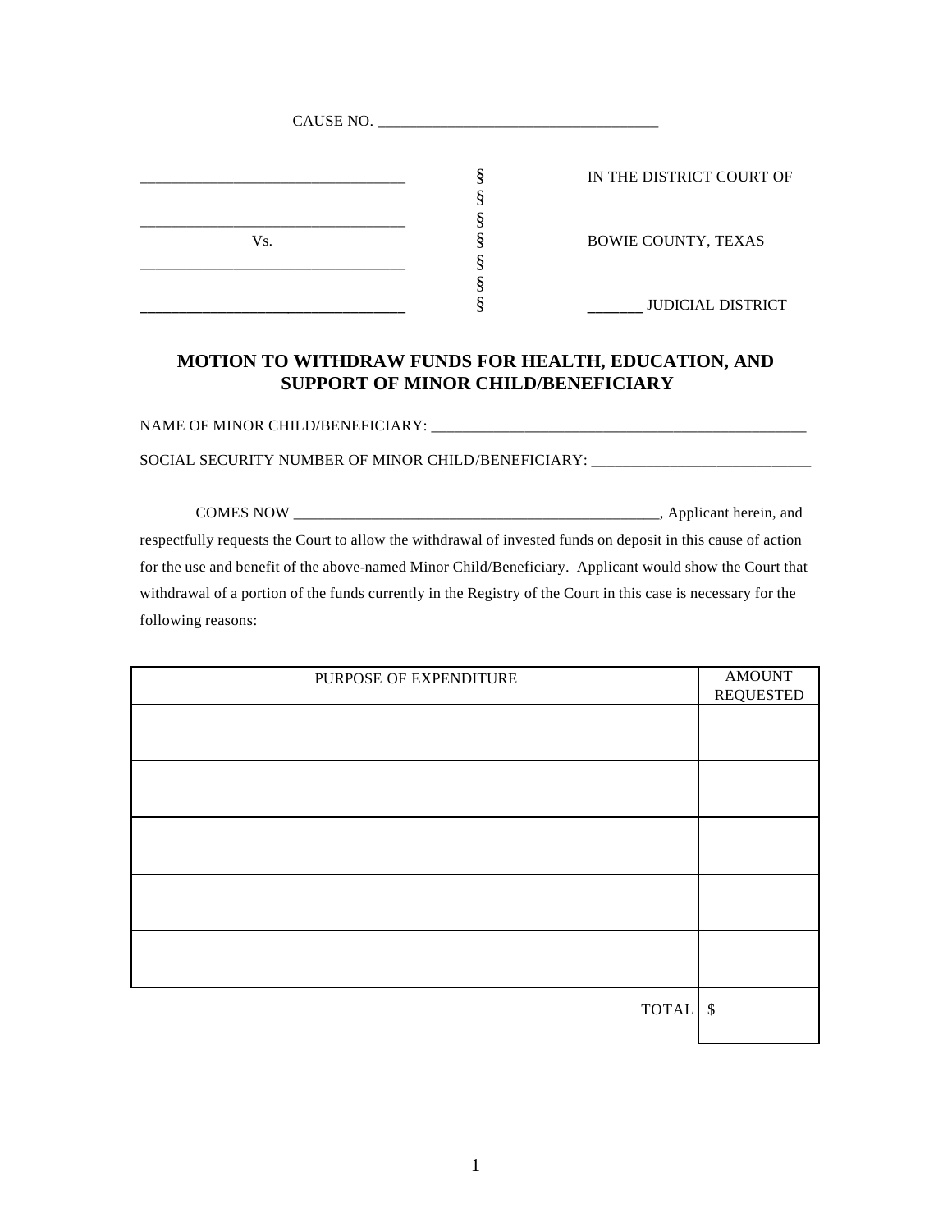CAUSE NO. ____________________________________

| | | |
|---|---|---|
| __________________________________ | § | IN THE DISTRICT COURT OF |
| | § | |
| __________________________________ | § | |
| Vs. | § | BOWIE COUNTY, TEXAS |
| __________________________________ | § | |
| | § | |
| __________________________________ | § | _______ JUDICIAL DISTRICT |

## MOTION TO WITHDRAW FUNDS FOR HEALTH, EDUCATION, AND SUPPORT OF MINOR CHILD/BENEFICIARY

NAME OF MINOR CHILD/BENEFICIARY: __________________________________________________

SOCIAL SECURITY NUMBER OF MINOR CHILD/BENEFICIARY: ____________________________

COMES NOW _________________________________________________, Applicant herein, and respectfully requests the Court to allow the withdrawal of invested funds on deposit in this cause of action for the use and benefit of the above-named Minor Child/Beneficiary. Applicant would show the Court that withdrawal of a portion of the funds currently in the Registry of the Court in this case is necessary for the following reasons:

| PURPOSE OF EXPENDITURE | AMOUNT REQUESTED |
|---|---|
| | |
| | |
| | |
| | |
| | |
| TOTAL | $ |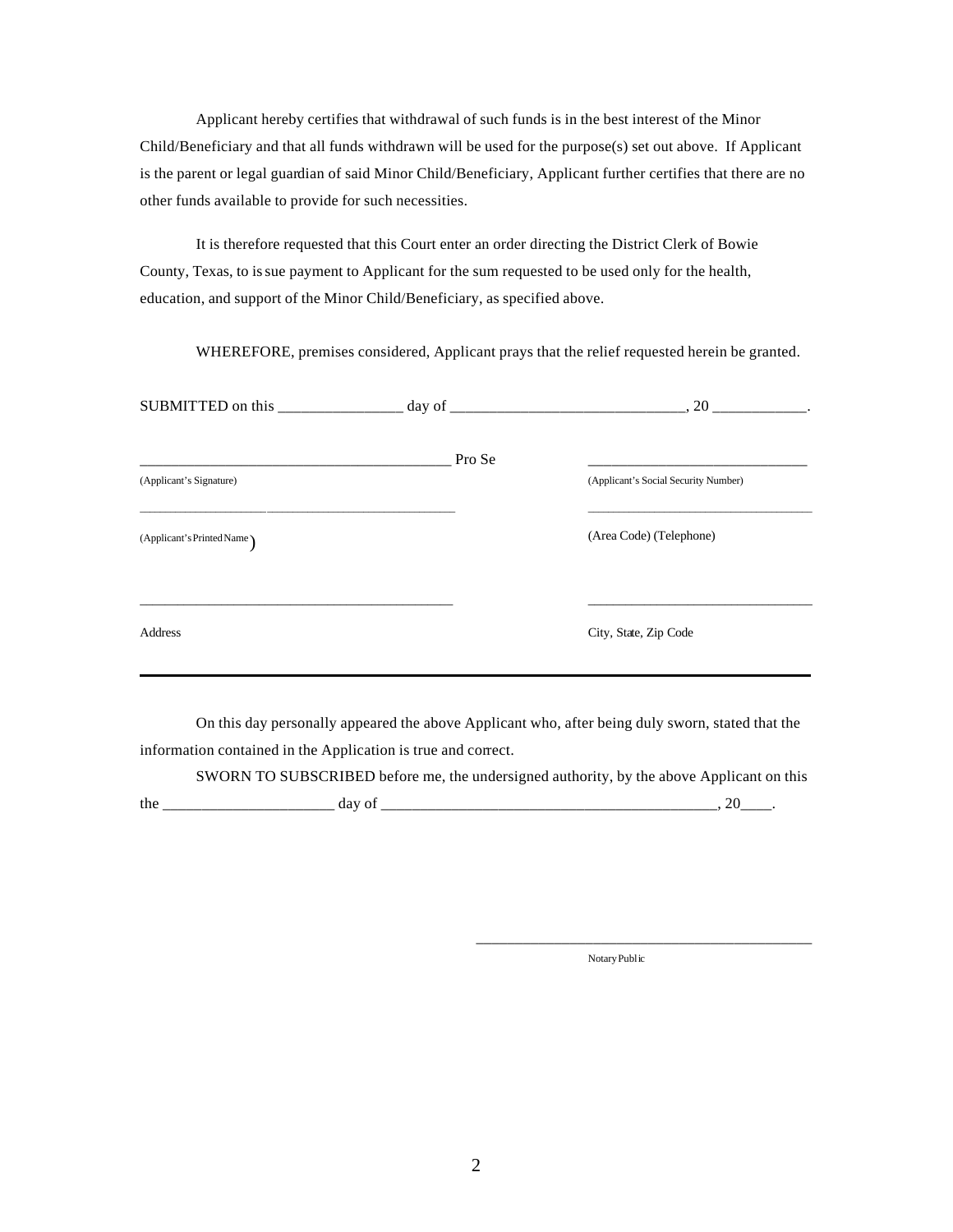Applicant hereby certifies that withdrawal of such funds is in the best interest of the Minor Child/Beneficiary and that all funds withdrawn will be used for the purpose(s) set out above. If Applicant is the parent or legal guardian of said Minor Child/Beneficiary, Applicant further certifies that there are no other funds available to provide for such necessities.

It is therefore requested that this Court enter an order directing the District Clerk of Bowie County, Texas, to issue payment to Applicant for the sum requested to be used only for the health, education, and support of the Minor Child/Beneficiary, as specified above.

WHEREFORE, premises considered, Applicant prays that the relief requested herein be granted.

SUBMITTED on this ________________ day of ______________________________, 20 ____________.

| | |
|---|---|
| ________________________________________ Pro Se | ______________________________ |
| (Applicant's Signature) | (Applicant's Social Security Number) |
| ________________________________________ | ______________________________ |
| (Applicant's Printed Name) | (Area Code) (Telephone) |
| ________________________________________ | ______________________________ |
| Address | City, State, Zip Code |

---

On this day personally appeared the above Applicant who, after being duly sworn, stated that the information contained in the Application is true and correct.

SWORN TO SUBSCRIBED before me, the undersigned authority, by the above Applicant on this the ______________________ day of ___________________________________________, 20____.

_______________________________________________

Notary Public